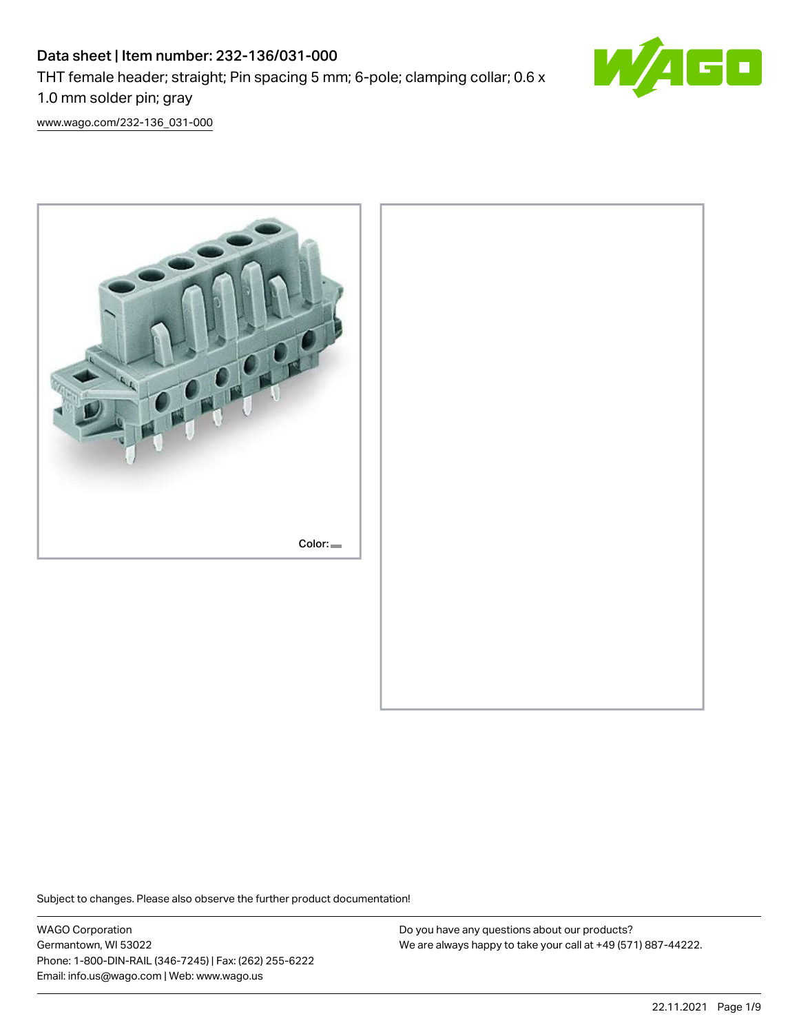# Data sheet | Item number: 232-136/031-000

THT female header; straight; Pin spacing 5 mm; 6-pole; clamping collar; 0.6 x 1.0 mm solder pin; gray

[www.wago.com/232-136_031-000](www.wago.com/232-136_031-000)

Color:

Subject to changes. Please also observe the further product documentation!

WAGO Corporation
Germantown, WI 53022
Phone: 1-800-DIN-RAIL (346-7245) | Fax: (262) 255-6222
Email: info.us@wago.com | Web: www.wago.us

Do you have any questions about our products?
We are always happy to take your call at +49 (571) 887-44222.

22.11.2021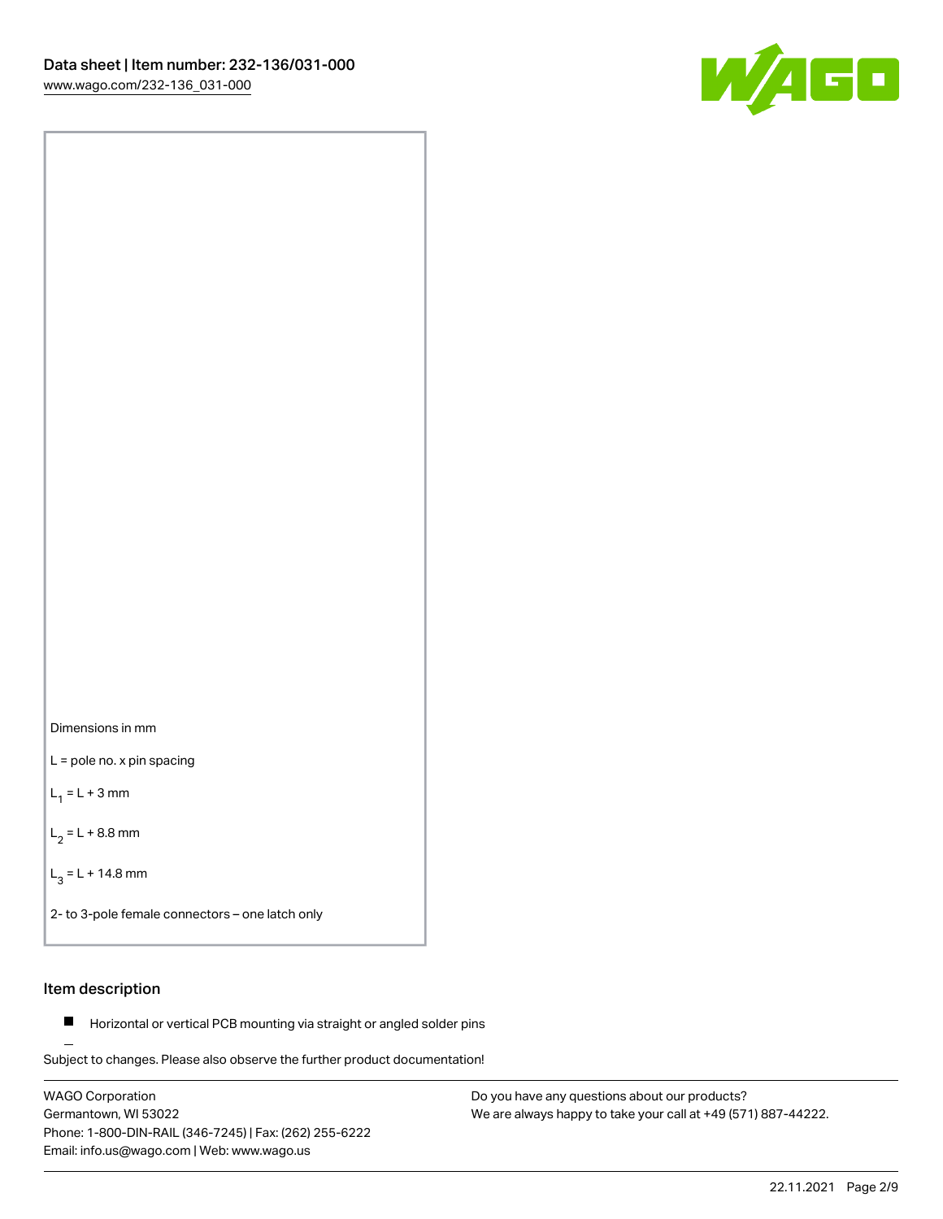Dimensions in mm

L = pole no. x pin spacing

$L_1$ = L + 3 mm

$L_2$ = L + 8.8 mm

$L_3$ = L + 14.8 mm

2- to 3-pole female connectors – one latch only

## Item description

- Horizontal or vertical PCB mounting via straight or angled solder pins

Subject to changes. Please also observe the further product documentation!

WAGO Corporation
Germantown, WI 53022
Phone: 1-800-DIN-RAIL (346-7245) | Fax: (262) 255-6222
Email: info.us@wago.com | Web: www.wago.us

Do you have any questions about our products?
We are always happy to take your call at +49 (571) 887-44222.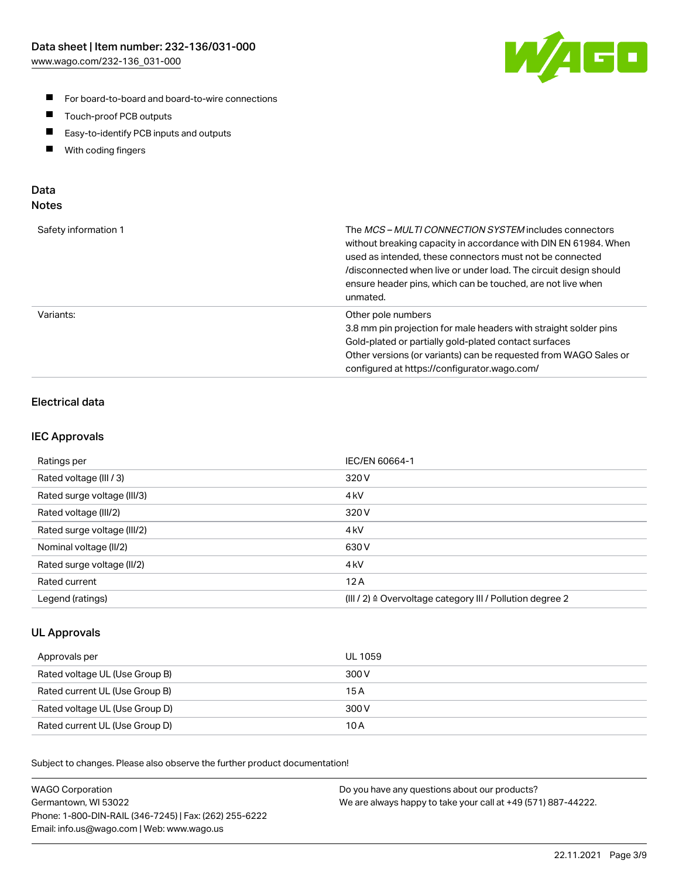- For board-to-board and board-to-wire connections
- Touch-proof PCB outputs
- Easy-to-identify PCB inputs and outputs
- With coding fingers

## Data

### Notes

| | |
|---|---|
| Safety information 1 | The *MCS – MULTI CONNECTION SYSTEM* includes connectors without breaking capacity in accordance with DIN EN 61984. When used as intended, these connectors must not be connected /disconnected when live or under load. The circuit design should ensure header pins, which can be touched, are not live when unmated. |
| Variants: | Other pole numbers<br>3.8 mm pin projection for male headers with straight solder pins<br>Gold-plated or partially gold-plated contact surfaces<br>Other versions (or variants) can be requested from WAGO Sales or configured at https://configurator.wago.com/ |

### Electrical data

### IEC Approvals

| | |
|---|---|
| Ratings per | IEC/EN 60664-1 |
| Rated voltage (III / 3) | 320 V |
| Rated surge voltage (III/3) | 4 kV |
| Rated voltage (III/2) | 320 V |
| Rated surge voltage (III/2) | 4 kV |
| Nominal voltage (II/2) | 630 V |
| Rated surge voltage (II/2) | 4 kV |
| Rated current | 12 A |
| Legend (ratings) | (III / 2) ≙ Overvoltage category III / Pollution degree 2 |

### UL Approvals

| | |
|---|---|
| Approvals per | UL 1059 |
| Rated voltage UL (Use Group B) | 300 V |
| Rated current UL (Use Group B) | 15 A |
| Rated voltage UL (Use Group D) | 300 V |
| Rated current UL (Use Group D) | 10 A |

Subject to changes. Please also observe the further product documentation!

WAGO Corporation
Germantown, WI 53022
Phone: 1-800-DIN-RAIL (346-7245) | Fax: (262) 255-6222
Email: info.us@wago.com | Web: www.wago.us

Do you have any questions about our products?
We are always happy to take your call at +49 (571) 887-44222.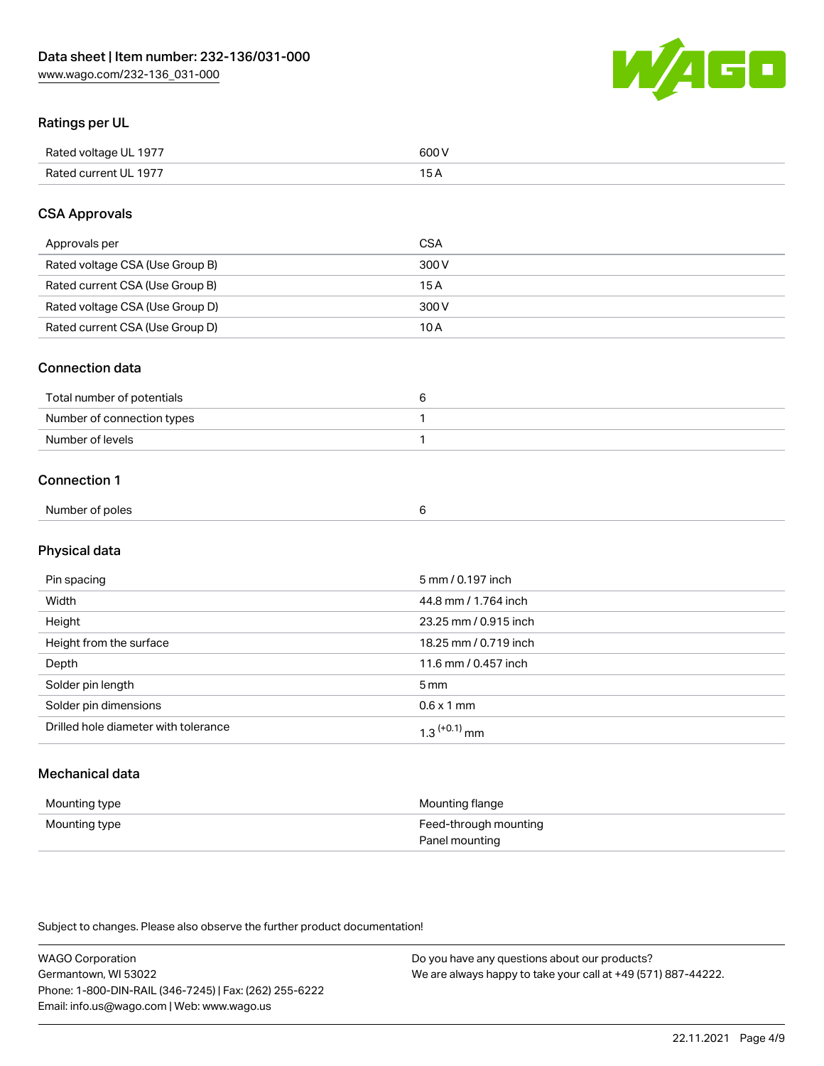## Ratings per UL

| | |
|---|---|
| Rated voltage UL 1977 | 600 V |
| Rated current UL 1977 | 15 A |

## CSA Approvals

| | |
|---|---|
| Approvals per | CSA |
| Rated voltage CSA (Use Group B) | 300 V |
| Rated current CSA (Use Group B) | 15 A |
| Rated voltage CSA (Use Group D) | 300 V |
| Rated current CSA (Use Group D) | 10 A |

## Connection data

| | |
|---|---|
| Total number of potentials | 6 |
| Number of connection types | 1 |
| Number of levels | 1 |

## Connection 1

| | |
|---|---|
| Number of poles | 6 |

## Physical data

| | |
|---|---|
| Pin spacing | 5 mm / 0.197 inch |
| Width | 44.8 mm / 1.764 inch |
| Height | 23.25 mm / 0.915 inch |
| Height from the surface | 18.25 mm / 0.719 inch |
| Depth | 11.6 mm / 0.457 inch |
| Solder pin length | 5 mm |
| Solder pin dimensions | 0.6 x 1 mm |
| Drilled hole diameter with tolerance | $1.3^{(+0.1)}$ mm |

## Mechanical data

| | |
|---|---|
| Mounting type | Mounting flange |
| Mounting type | Feed-through mounting<br>Panel mounting |

Subject to changes. Please also observe the further product documentation!

WAGO Corporation
Germantown, WI 53022
Phone: 1-800-DIN-RAIL (346-7245) | Fax: (262) 255-6222
Email: info.us@wago.com | Web: www.wago.us

Do you have any questions about our products?
We are always happy to take your call at +49 (571) 887-44222.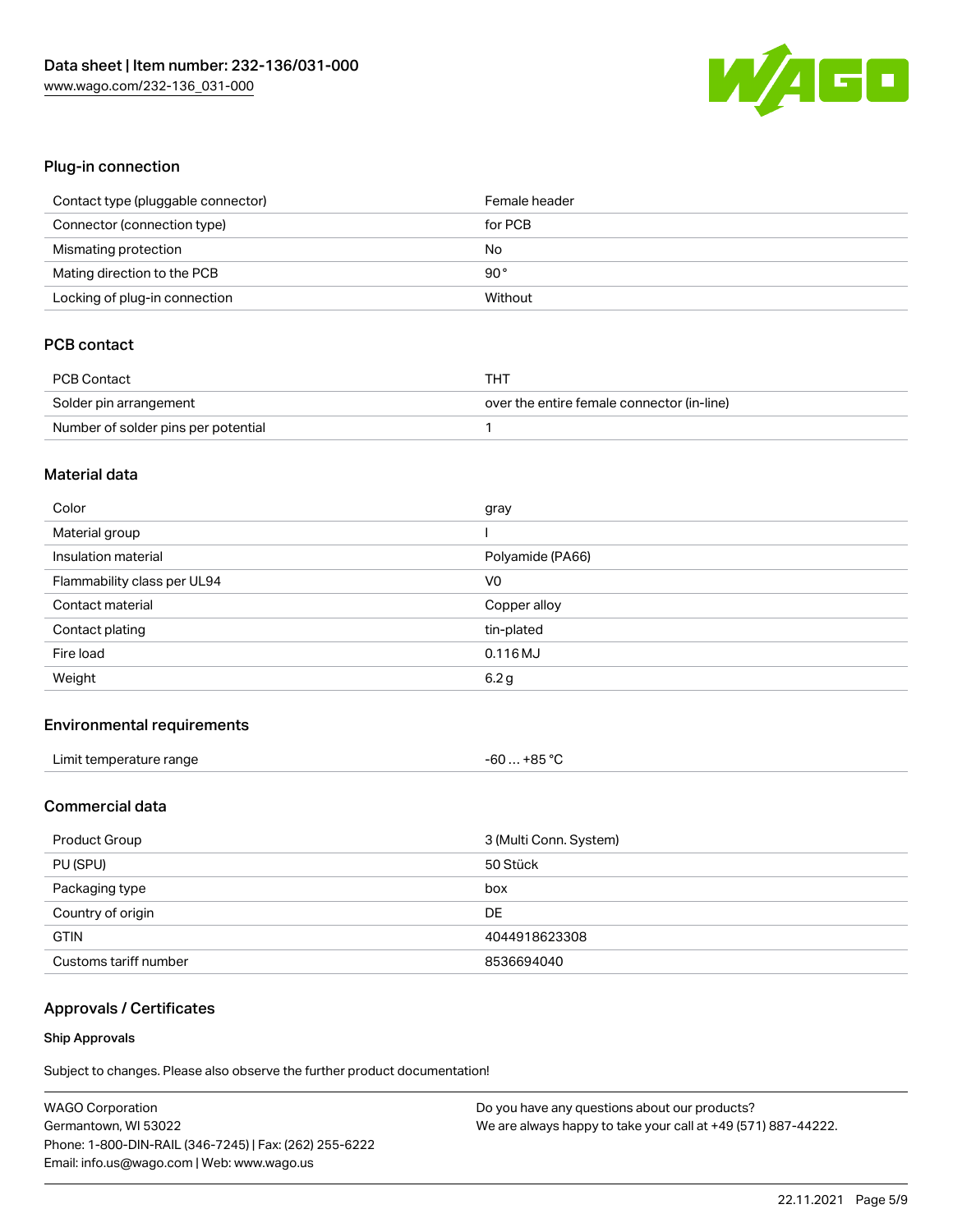## Plug-in connection

| | |
|---|---|
| Contact type (pluggable connector) | Female header |
| Connector (connection type) | for PCB |
| Mismating protection | No |
| Mating direction to the PCB | 90° |
| Locking of plug-in connection | Without |

## PCB contact

| | |
|---|---|
| PCB Contact | THT |
| Solder pin arrangement | over the entire female connector (in-line) |
| Number of solder pins per potential | 1 |

## Material data

| | |
|---|---|
| Color | gray |
| Material group | I |
| Insulation material | Polyamide (PA66) |
| Flammability class per UL94 | V0 |
| Contact material | Copper alloy |
| Contact plating | tin-plated |
| Fire load | 0.116 MJ |
| Weight | 6.2 g |

## Environmental requirements

| | |
|---|---|
| Limit temperature range | -60 … +85 °C |

## Commercial data

| | |
|---|---|
| Product Group | 3 (Multi Conn. System) |
| PU (SPU) | 50 Stück |
| Packaging type | box |
| Country of origin | DE |
| GTIN | 4044918623308 |
| Customs tariff number | 8536694040 |

## Approvals / Certificates

### Ship Approvals

Subject to changes. Please also observe the further product documentation!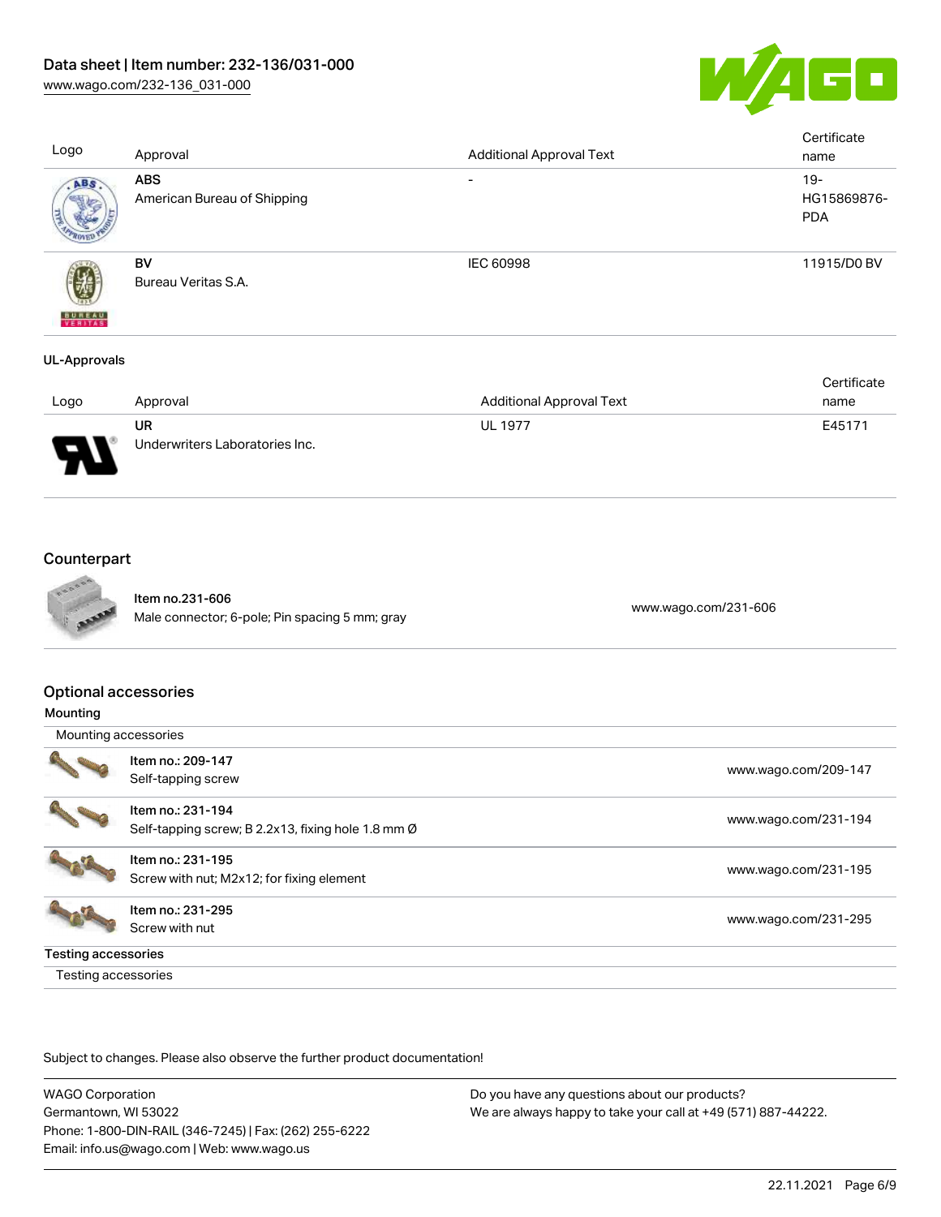| Logo | Approval | Additional Approval Text | Certificate name |
| --- | --- | --- | --- |
| | **ABS** American Bureau of Shipping | - | 19-HG15869876-PDA |
| | **BV** Bureau Veritas S.A. | IEC 60998 | 11915/D0 BV |

**UL-Approvals**

| Logo | Approval | Additional Approval Text | Certificate name |
| --- | --- | --- | --- |
| | **UR** Underwriters Laboratories Inc. | UL 1977 | E45171 |

## Counterpart

| | | |
| --- | --- | --- |
| | Item no.231-606<br>Male connector; 6-pole; Pin spacing 5 mm; gray | www.wago.com/231-606 |

## Optional accessories

**Mounting**

| Mounting accessories | | |
| --- | --- | --- |
| | Item no.: 209-147<br>Self-tapping screw | www.wago.com/209-147 |
| | Item no.: 231-194<br>Self-tapping screw; B 2.2x13, fixing hole 1.8 mm Ø | www.wago.com/231-194 |
| | Item no.: 231-195<br>Screw with nut; M2x12; for fixing element | www.wago.com/231-195 |
| | Item no.: 231-295<br>Screw with nut | www.wago.com/231-295 |

**Testing accessories**

Testing accessories

Subject to changes. Please also observe the further product documentation!

WAGO Corporation
Germantown, WI 53022
Phone: 1-800-DIN-RAIL (346-7245) | Fax: (262) 255-6222
Email: info.us@wago.com | Web: www.wago.us

Do you have any questions about our products?
We are always happy to take your call at +49 (571) 887-44222.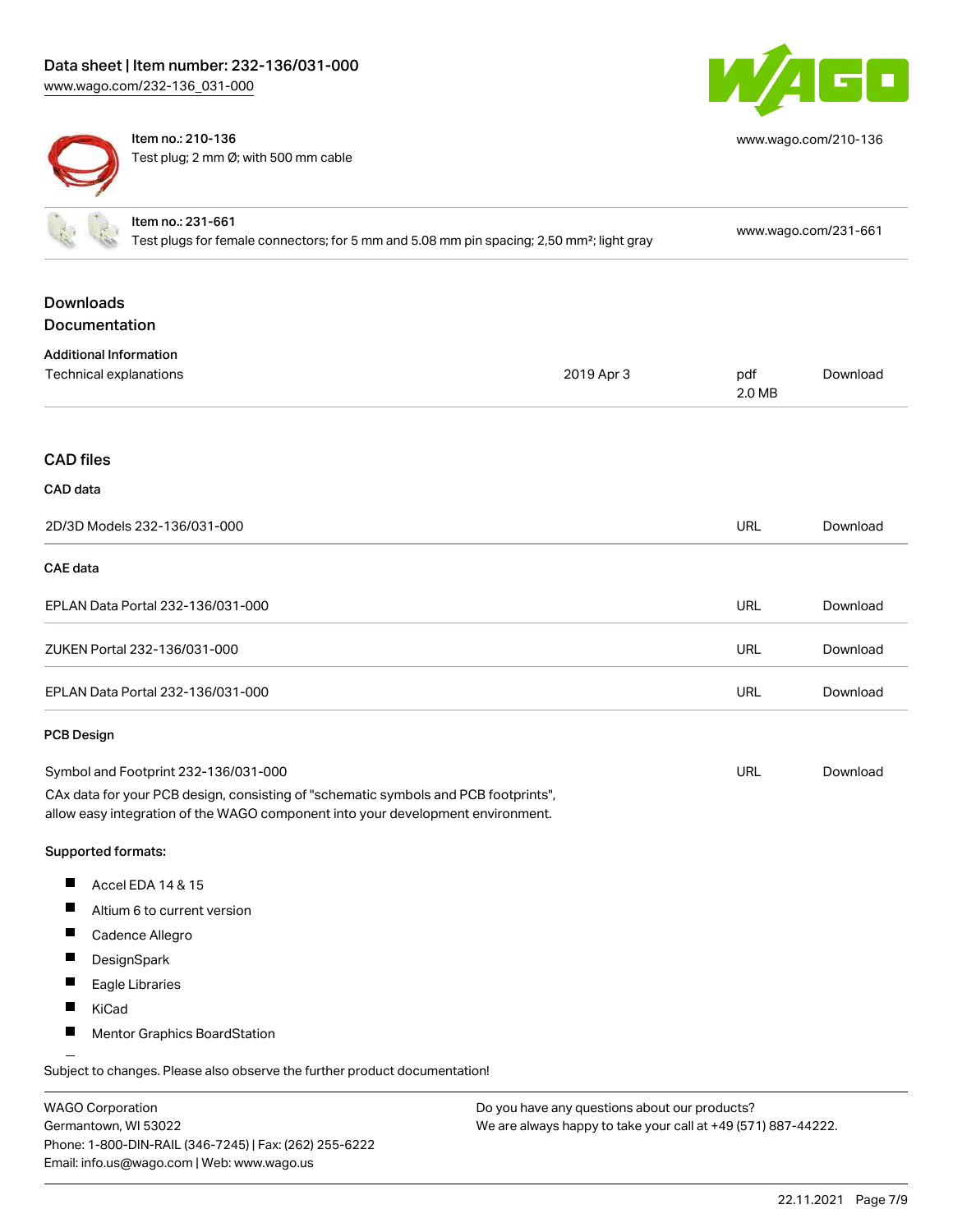| | | |
|---|---|---|
| Item no.: 210-136<br>Test plug; 2 mm Ø; with 500 mm cable | | www.wago.com/210-136 |
| Item no.: 231-661<br>Test plugs for female connectors; for 5 mm and 5.08 mm pin spacing; 2,50 mm²; light gray | | www.wago.com/231-661 |

## Downloads

### Documentation

#### Additional Information

| | | | |
|---|---|---|---|
| Technical explanations | 2019 Apr 3 | pdf<br>2.0 MB | Download |

### CAD files

#### CAD data

| | | |
|---|---|---|
| 2D/3D Models 232-136/031-000 | URL | Download |

#### CAE data

| | | |
|---|---|---|
| EPLAN Data Portal 232-136/031-000 | URL | Download |
| ZUKEN Portal 232-136/031-000 | URL | Download |
| EPLAN Data Portal 232-136/031-000 | URL | Download |

#### PCB Design

| | | |
|---|---|---|
| Symbol and Footprint 232-136/031-000 | URL | Download |

CAx data for your PCB design, consisting of "schematic symbols and PCB footprints", allow easy integration of the WAGO component into your development environment.

Supported formats:

- Accel EDA 14 & 15
- Altium 6 to current version
- Cadence Allegro
- DesignSpark
- Eagle Libraries
- KiCad
- Mentor Graphics BoardStation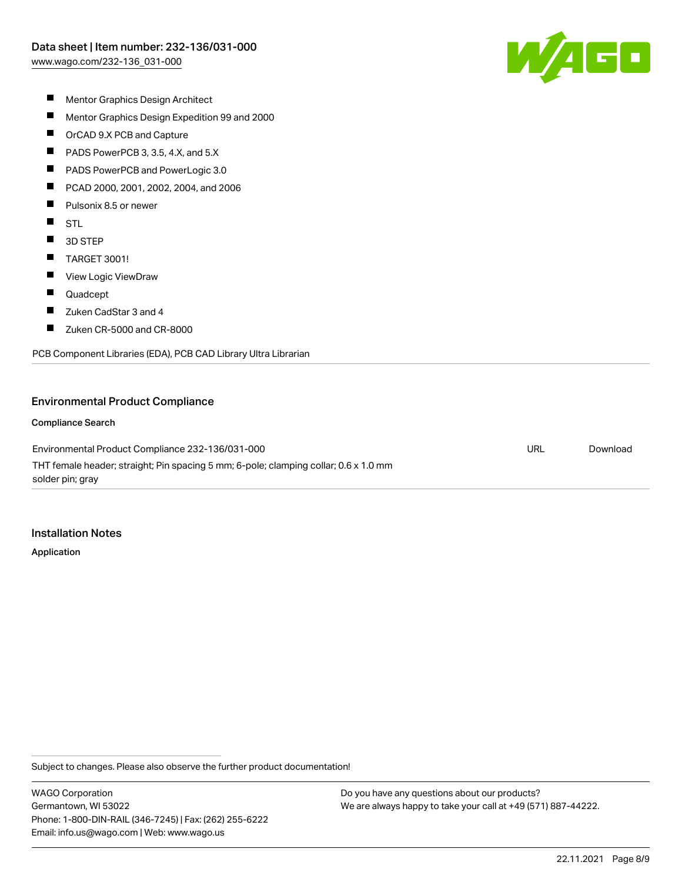- Mentor Graphics Design Architect
- Mentor Graphics Design Expedition 99 and 2000
- OrCAD 9.X PCB and Capture
- PADS PowerPCB 3, 3.5, 4.X, and 5.X
- PADS PowerPCB and PowerLogic 3.0
- PCAD 2000, 2001, 2002, 2004, and 2006
- Pulsonix 8.5 or newer
- STL
- 3D STEP
- TARGET 3001!
- View Logic ViewDraw
- Quadcept
- Zuken CadStar 3 and 4
- Zuken CR-5000 and CR-8000

PCB Component Libraries (EDA), PCB CAD Library Ultra Librarian

## Environmental Product Compliance

### Compliance Search

| | | |
|---|---|---|
| Environmental Product Compliance 232-136/031-000<br>THT female header; straight; Pin spacing 5 mm; 6-pole; clamping collar; 0.6 x 1.0 mm solder pin; gray | URL | Download |

## Installation Notes

### Application

Subject to changes. Please also observe the further product documentation!

WAGO Corporation
Germantown, WI 53022
Phone: 1-800-DIN-RAIL (346-7245) | Fax: (262) 255-6222
Email: info.us@wago.com | Web: www.wago.us

Do you have any questions about our products?
We are always happy to take your call at +49 (571) 887-44222.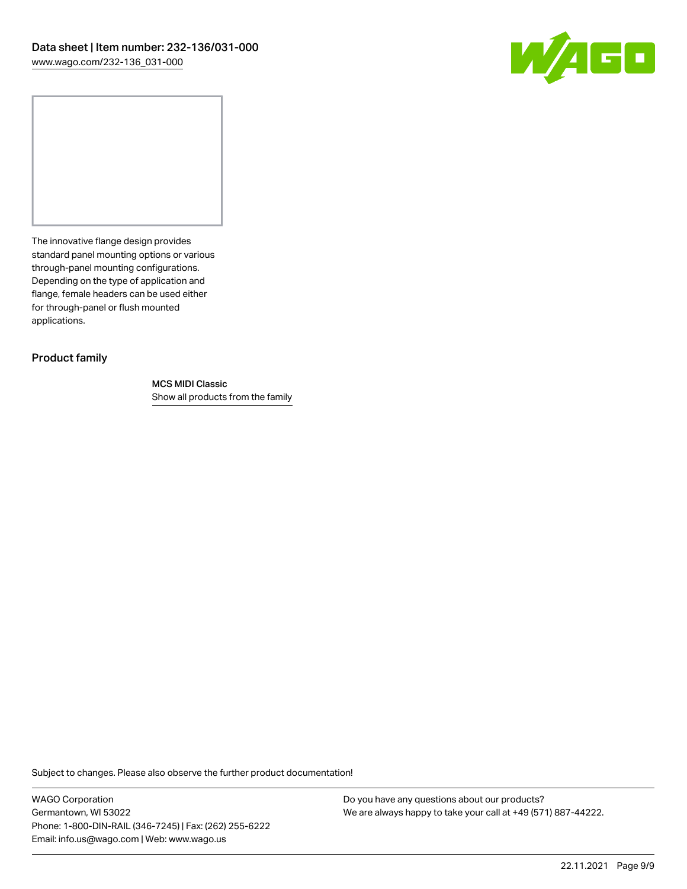The innovative flange design provides standard panel mounting options or various through-panel mounting configurations. Depending on the type of application and flange, female headers can be used either for through-panel or flush mounted applications.

## Product family

MCS MIDI Classic
Show all products from the family

Subject to changes. Please also observe the further product documentation!

WAGO Corporation
Germantown, WI 53022
Phone: 1-800-DIN-RAIL (346-7245) | Fax: (262) 255-6222
Email: info.us@wago.com | Web: www.wago.us

Do you have any questions about our products?
We are always happy to take your call at +49 (571) 887-44222.